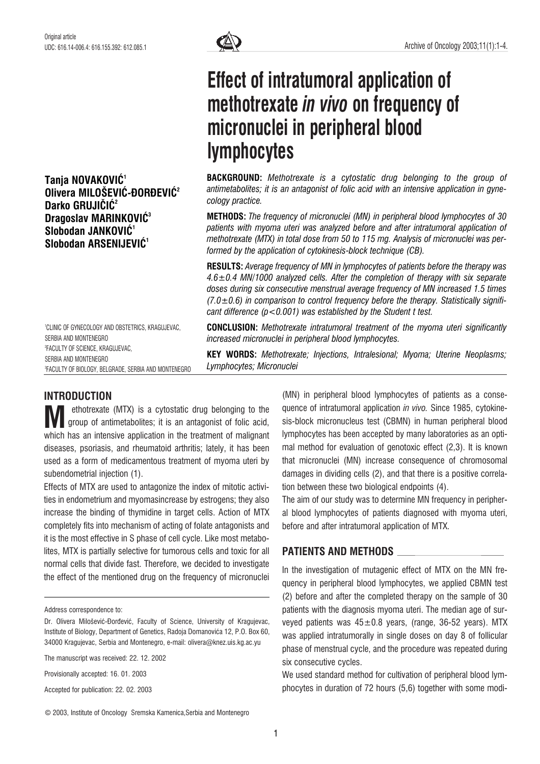Original article
UDC: 616.14-006.4: 616.155.392: 612.085.1

# Effect of intratumoral application of methotrexate *in vivo* on frequency of micronuclei in peripheral blood lymphocytes

**Tanja NOVAKOVIĆ[1]**
**Olivera MILOŠEVIĆ-ĐORĐEVIĆ[2]**
**Darko GRUJIČIĆ[2]**
**Dragoslav MARINKOVIĆ[3]**
**Slobodan JANKOVIĆ[1]**
**Slobodan ARSENIJEVIĆ[1]**

[1]CLINIC OF GYNECOLOGY AND OBSTETRICS, KRAGUJEVAC, SERBIA AND MONTENEGRO
[2]FACULTY OF SCIENCE, KRAGUJEVAC, SERBIA AND MONTENEGRO
[3]FACULTY OF BIOLOGY, BELGRADE, SERBIA AND MONTENEGRO

**BACKGROUND:** *Methotrexate is a cytostatic drug belonging to the group of antimetabolites; it is an antagonist of folic acid with an intensive application in gynecology practice.*

**METHODS:** *The frequency of micronuclei (MN) in peripheral blood lymphocytes of 30 patients with myoma uteri was analyzed before and after intratumoral application of methotrexate (MTX) in total dose from 50 to 115 mg. Analysis of micronuclei was performed by the application of cytokinesis-block technique (CB).*

**RESULTS:** *Average frequency of MN in lymphocytes of patients before the therapy was $4.6 \pm 0.4$ MN/1000 analyzed cells. After the completion of therapy with six separate doses during six consecutive menstrual average frequency of MN increased 1.5 times ($7.0 \pm 0.6$) in comparison to control frequency before the therapy. Statistically significant difference ($p < 0.001$) was established by the Student t test.*

**CONCLUSION:** *Methotrexate intratumoral treatment of the myoma uteri significantly increased micronuclei in peripheral blood lymphocytes.*

**KEY WORDS:** *Methotrexate; Injections, Intralesional; Myoma; Uterine Neoplasms; Lymphocytes; Micronuclei*

## INTRODUCTION

Methotrexate (MTX) is a cytostatic drug belonging to the group of antimetabolites; it is an antagonist of folic acid, which has an intensive application in the treatment of malignant diseases, psoriasis, and rheumatoid arthritis; lately, it has been used as a form of medicamentous treatment of myoma uteri by subendometrial injection (1).

Effects of MTX are used to antagonize the index of mitotic activities in endometrium and myomasincrease by estrogens; they also increase the binding of thymidine in target cells. Action of MTX completely fits into mechanism of acting of folate antagonists and it is the most effective in S phase of cell cycle. Like most metabolites, MTX is partially selective for tumorous cells and toxic for all normal cells that divide fast. Therefore, we decided to investigate the effect of the mentioned drug on the frequency of micronuclei (MN) in peripheral blood lymphocytes of patients as a consequence of intratumoral application *in vivo.* Since 1985, cytokinesis-block micronucleus test (CBMN) in human peripheral blood lymphocytes has been accepted by many laboratories as an optimal method for evaluation of genotoxic effect (2,3). It is known that micronuclei (MN) increase consequence of chromosomal damages in dividing cells (2), and that there is a positive correlation between these two biological endpoints (4).

The aim of our study was to determine MN frequency in peripheral blood lymphocytes of patients diagnosed with myoma uteri, before and after intratumoral application of MTX.

## PATIENTS AND METHODS

In the investigation of mutagenic effect of MTX on the MN frequency in peripheral blood lymphocytes, we applied CBMN test (2) before and after the completed therapy on the sample of 30 patients with the diagnosis myoma uteri. The median age of surveyed patients was $45 \pm 0.8$ years, (range, 36-52 years). MTX was applied intratumorally in single doses on day 8 of follicular phase of menstrual cycle, and the procedure was repeated during six consecutive cycles.

We used standard method for cultivation of peripheral blood lymphocytes in duration of 72 hours (5,6) together with some modi-

Address correspondence to:

Dr. Olivera Milošević-Đorđević, Faculty of Science, University of Kragujevac, Institute of Biology, Department of Genetics, Radoja Domanovića 12, P.O. Box 60, 34000 Kragujevac, Serbia and Montenegro, e-mail: olivera@knez.uis.kg.ac.yu

The manuscript was received: 22. 12. 2002

Provisionally accepted: 16. 01. 2003

Accepted for publication: 22. 02. 2003

© 2003, Institute of Oncology Sremska Kamenica,Serbia and Montenegro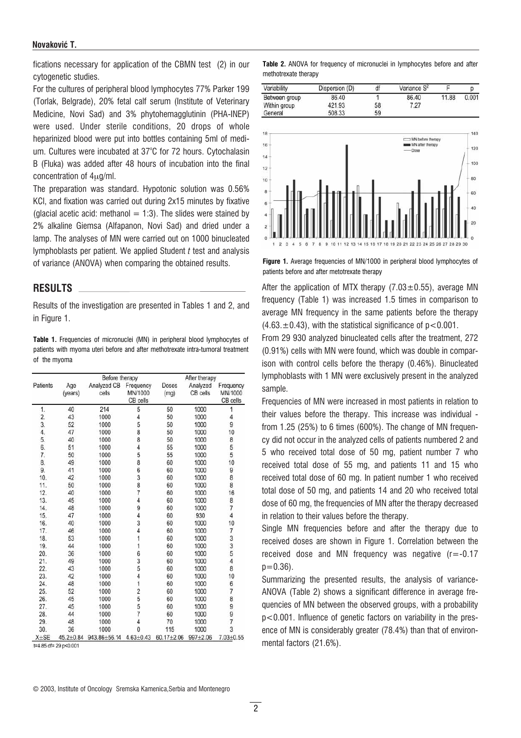fications necessary for application of the CBMN test (2) in our cytogenetic studies.

For the cultures of peripheral blood lymphocytes 77% Parker 199 (Torlak, Belgrade), 20% fetal calf serum (Institute of Veterinary Medicine, Novi Sad) and 3% phytohemagglutinin (PHA-INEP) were used. Under sterile conditions, 20 drops of whole heparinized blood were put into bottles containing 5ml of medium. Cultures were incubated at 37°C for 72 hours. Cytochalasin B (Fluka) was added after 48 hours of incubation into the final concentration of 4μg/ml.

The preparation was standard. Hypotonic solution was 0.56% KCl, and fixation was carried out during 2x15 minutes by fixative (glacial acetic acid: methanol = 1:3). The slides were stained by 2% alkaline Giemsa (Alfapanon, Novi Sad) and dried under a lamp. The analyses of MN were carried out on 1000 binucleated lymphoblasts per patient. We applied Student *t* test and analysis of variance (ANOVA) when comparing the obtained results.

## RESULTS

Results of the investigation are presented in Tables 1 and 2, and in Figure 1.

**Table 1.** Frequencies of micronuclei (MN) in peripheral blood lymphocytes of patients with myoma uteri before and after methotrexate intra-tumoral treatment of the myoma

| Patients | Before therapy | | | After therapy | | |
|---|---|---|---|---|---|---|
| | Age (years) | Analyzed CB cells | Frequency MN/1000 CB cells | Doses (mg) | Analyzed CB cells | Frequency MN/1000 CB cells |
| 1. | 40 | 214 | 5 | 50 | 1000 | 1 |
| 2. | 43 | 1000 | 4 | 50 | 1000 | 4 |
| 3. | 52 | 1000 | 5 | 50 | 1000 | 9 |
| 4. | 47 | 1000 | 8 | 50 | 1000 | 10 |
| 5. | 40 | 1000 | 8 | 50 | 1000 | 8 |
| 6. | 51 | 1000 | 4 | 55 | 1000 | 5 |
| 7. | 50 | 1000 | 5 | 55 | 1000 | 5 |
| 8. | 49 | 1000 | 8 | 60 | 1000 | 10 |
| 9. | 41 | 1000 | 6 | 60 | 1000 | 9 |
| 10. | 42 | 1000 | 3 | 60 | 1000 | 8 |
| 11. | 50 | 1000 | 8 | 60 | 1000 | 8 |
| 12. | 40 | 1000 | 7 | 60 | 1000 | 16 |
| 13. | 45 | 1000 | 4 | 60 | 1000 | 8 |
| 14. | 48 | 1000 | 9 | 60 | 1000 | 7 |
| 15. | 47 | 1000 | 4 | 60 | 930 | 4 |
| 16. | 40 | 1000 | 3 | 60 | 1000 | 10 |
| 17. | 46 | 1000 | 4 | 60 | 1000 | 7 |
| 18. | 53 | 1000 | 1 | 60 | 1000 | 3 |
| 19. | 44 | 1000 | 1 | 60 | 1000 | 3 |
| 20. | 36 | 1000 | 6 | 60 | 1000 | 5 |
| 21. | 49 | 1000 | 3 | 60 | 1000 | 4 |
| 22. | 43 | 1000 | 5 | 60 | 1000 | 8 |
| 23. | 42 | 1000 | 4 | 60 | 1000 | 10 |
| 24. | 48 | 1000 | 1 | 60 | 1000 | 6 |
| 25. | 52 | 1000 | 2 | 60 | 1000 | 7 |
| 26. | 45 | 1000 | 5 | 60 | 1000 | 8 |
| 27. | 45 | 1000 | 5 | 60 | 1000 | 9 |
| 28. | 44 | 1000 | 7 | 60 | 1000 | 9 |
| 29. | 48 | 1000 | 4 | 70 | 1000 | 7 |
| 30. | 36 | 1000 | 0 | 115 | 1000 | 3 |
| X±SE | 45.2±0.84 | 943.86±56.14 | 4.63±0.43 | 60.17±2.06 | 997±2.06 | 7.03±0.55 |

t=4.85 df= 29 p<0.001

**Table 2.** ANOVA for frequency of micronuclei in lymphocytes before and after methotrexate therapy

| Variability | Dispersion (D) | df | Variance $S^2$ | F | p |
|---|---|---|---|---|---|
| Between group | 86.40 | 1 | 86.40 | 11.88 | 0.001 |
| Within group | 421.93 | 58 | 7.27 | | |
| General | 508.33 | 59 | | | |

**Figure 1.** Average frequencies of MN/1000 in peripheral blood lymphocytes of patients before and after metotrexate therapy

After the application of MTX therapy (7.03±0.55), average MN frequency (Table 1) was increased 1.5 times in comparison to average MN frequency in the same patients before the therapy (4.63.±0.43), with the statistical significance of $p<0.001$.

From 29 930 analyzed binucleated cells after the treatment, 272 (0.91%) cells with MN were found, which was double in comparison with control cells before the therapy (0.46%). Binucleated lymphoblasts with 1 MN were exclusively present in the analyzed sample.

Frequencies of MN were increased in most patients in relation to their values before the therapy. This increase was individual - from 1.25 (25%) to 6 times (600%). The change of MN frequency did not occur in the analyzed cells of patients numbered 2 and 5 who received total dose of 50 mg, patient number 7 who received total dose of 55 mg, and patients 11 and 15 who received total dose of 60 mg. In patient number 1 who received total dose of 50 mg, and patients 14 and 20 who received total dose of 60 mg, the frequencies of MN after the therapy decreased in relation to their values before the therapy.

Single MN frequencies before and after the therapy due to received doses are shown in Figure 1. Correlation between the received dose and MN frequency was negative ($r=-0.17$ $p=0.36$).

Summarizing the presented results, the analysis of variance-ANOVA (Table 2) shows a significant difference in average frequencies of MN between the observed groups, with a probability $p<0.001$. Influence of genetic factors on variability in the presence of MN is considerably greater (78.4%) than that of environmental factors (21.6%).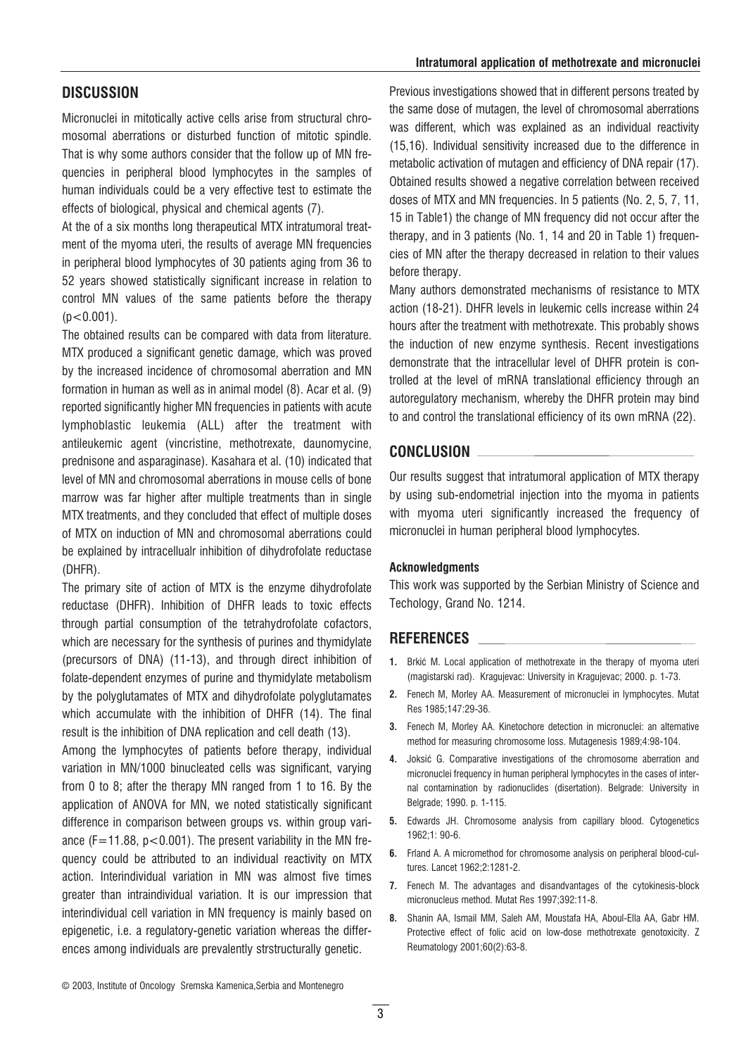## DISCUSSION

Micronuclei in mitotically active cells arise from structural chromosomal aberrations or disturbed function of mitotic spindle. That is why some authors consider that the follow up of MN frequencies in peripheral blood lymphocytes in the samples of human individuals could be a very effective test to estimate the effects of biological, physical and chemical agents (7).

At the of a six months long therapeutical MTX intratumoral treatment of the myoma uteri, the results of average MN frequencies in peripheral blood lymphocytes of 30 patients aging from 36 to 52 years showed statistically significant increase in relation to control MN values of the same patients before the therapy ($p<0.001$).

The obtained results can be compared with data from literature. MTX produced a significant genetic damage, which was proved by the increased incidence of chromosomal aberration and MN formation in human as well as in animal model (8). Acar et al. (9) reported significantly higher MN frequencies in patients with acute lymphoblastic leukemia (ALL) after the treatment with antileukemic agent (vincristine, methotrexate, daunomycine, prednisone and asparaginase). Kasahara et al. (10) indicated that level of MN and chromosomal aberrations in mouse cells of bone marrow was far higher after multiple treatments than in single MTX treatments, and they concluded that effect of multiple doses of MTX on induction of MN and chromosomal aberrations could be explained by intracellualr inhibition of dihydrofolate reductase (DHFR).

The primary site of action of MTX is the enzyme dihydrofolate reductase (DHFR). Inhibition of DHFR leads to toxic effects through partial consumption of the tetrahydrofolate cofactors, which are necessary for the synthesis of purines and thymidylate (precursors of DNA) (11-13), and through direct inhibition of folate-dependent enzymes of purine and thymidylate metabolism by the polyglutamates of MTX and dihydrofolate polyglutamates which accumulate with the inhibition of DHFR (14). The final result is the inhibition of DNA replication and cell death (13).

Among the lymphocytes of patients before therapy, individual variation in MN/1000 binucleated cells was significant, varying from 0 to 8; after the therapy MN ranged from 1 to 16. By the application of ANOVA for MN, we noted statistically significant difference in comparison between groups vs. within group variance ($F=11.88$, $p<0.001$). The present variability in the MN frequency could be attributed to an individual reactivity on MTX action. Interindividual variation in MN was almost five times greater than intraindividual variation. It is our impression that interindividual cell variation in MN frequency is mainly based on epigenetic, i.e. a regulatory-genetic variation whereas the differences among individuals are prevalently strstructurally genetic.

Previous investigations showed that in different persons treated by the same dose of mutagen, the level of chromosomal aberrations was different, which was explained as an individual reactivity (15,16). Individual sensitivity increased due to the difference in metabolic activation of mutagen and efficiency of DNA repair (17). Obtained results showed a negative correlation between received doses of MTX and MN frequencies. In 5 patients (No. 2, 5, 7, 11, 15 in Table1) the change of MN frequency did not occur after the therapy, and in 3 patients (No. 1, 14 and 20 in Table 1) frequencies of MN after the therapy decreased in relation to their values before therapy.

Many authors demonstrated mechanisms of resistance to MTX action (18-21). DHFR levels in leukemic cells increase within 24 hours after the treatment with methotrexate. This probably shows the induction of new enzyme synthesis. Recent investigations demonstrate that the intracellular level of DHFR protein is controlled at the level of mRNA translational efficiency through an autoregulatory mechanism, whereby the DHFR protein may bind to and control the translational efficiency of its own mRNA (22).

## CONCLUSION

Our results suggest that intratumoral application of MTX therapy by using sub-endometrial injection into the myoma in patients with myoma uteri significantly increased the frequency of micronuclei in human peripheral blood lymphocytes.

#### Acknowledgments

This work was supported by the Serbian Ministry of Science and Techology, Grand No. 1214.

## REFERENCES

1. Brkić M. Local application of methotrexate in the therapy of myoma uteri (magistarski rad). Kragujevac: University in Kragujevac; 2000. p. 1-73.
2. Fenech M, Morley AA. Measurement of micronuclei in lymphocytes. Mutat Res 1985;147:29-36.
3. Fenech M, Morley AA. Kinetochore detection in micronuclei: an alternative method for measuring chromosome loss. Mutagenesis 1989;4:98-104.
4. Joksić G. Comparative investigations of the chromosome aberration and micronuclei frequency in human peripheral lymphocytes in the cases of internal contamination by radionuclides (disertation). Belgrade: University in Belgrade; 1990. p. 1-115.
5. Edwards JH. Chromosome analysis from capillary blood. Cytogenetics 1962;1: 90-6.
6. Frland A. A micromethod for chromosome analysis on peripheral blood-cultures. Lancet 1962;2:1281-2.
7. Fenech M. The advantages and disandvantages of the cytokinesis-block micronucleus method. Mutat Res 1997;392:11-8.
8. Shanin AA, Ismail MM, Saleh AM, Moustafa HA, Aboul-Ella AA, Gabr HM. Protective effect of folic acid on low-dose methotrexate genotoxicity. Z Reumatology 2001;60(2):63-8.

© 2003, Institute of Oncology Sremska Kamenica,Serbia and Montenegro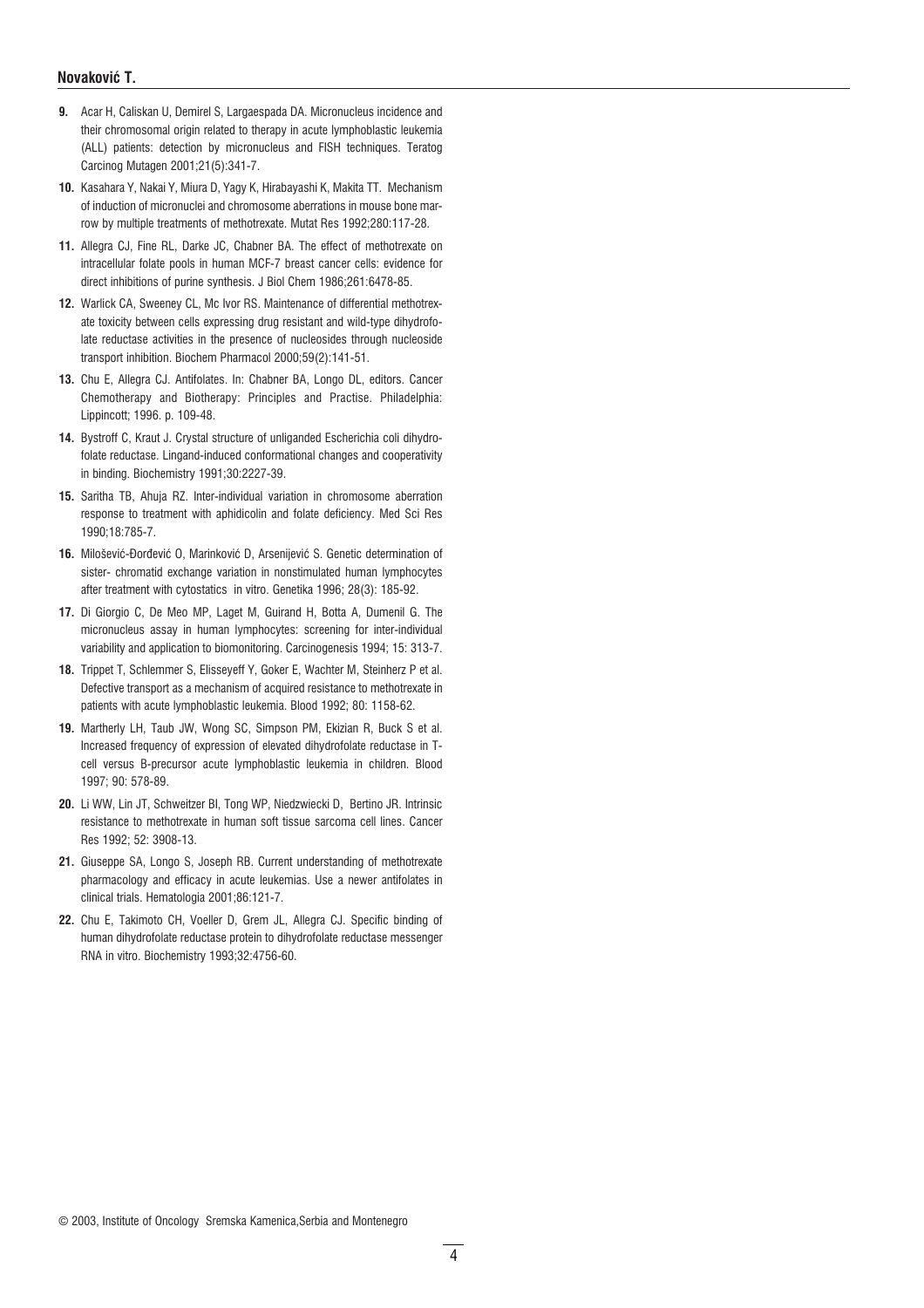9. Acar H, Caliskan U, Demirel S, Largaespada DA. Micronucleus incidence and their chromosomal origin related to therapy in acute lymphoblastic leukemia (ALL) patients: detection by micronucleus and FISH techniques. Teratog Carcinog Mutagen 2001;21(5):341-7.
10. Kasahara Y, Nakai Y, Miura D, Yagy K, Hirabayashi K, Makita TT. Mechanism of induction of micronuclei and chromosome aberrations in mouse bone marrow by multiple treatments of methotrexate. Mutat Res 1992;280:117-28.
11. Allegra CJ, Fine RL, Darke JC, Chabner BA. The effect of methotrexate on intracellular folate pools in human MCF-7 breast cancer cells: evidence for direct inhibitions of purine synthesis. J Biol Chem 1986;261:6478-85.
12. Warlick CA, Sweeney CL, Mc Ivor RS. Maintenance of differential methotrexate toxicity between cells expressing drug resistant and wild-type dihydrofolate reductase activities in the presence of nucleosides through nucleoside transport inhibition. Biochem Pharmacol 2000;59(2):141-51.
13. Chu E, Allegra CJ. Antifolates. In: Chabner BA, Longo DL, editors. Cancer Chemotherapy and Biotherapy: Principles and Practise. Philadelphia: Lippincott; 1996. p. 109-48.
14. Bystroff C, Kraut J. Crystal structure of unliganded Escherichia coli dihydrofolate reductase. Lingand-induced conformational changes and cooperativity in binding. Biochemistry 1991;30:2227-39.
15. Saritha TB, Ahuja RZ. Inter-individual variation in chromosome aberration response to treatment with aphidicolin and folate deficiency. Med Sci Res 1990;18:785-7.
16. Milošević-Đorđević O, Marinković D, Arsenijević S. Genetic determination of sister- chromatid exchange variation in nonstimulated human lymphocytes after treatment with cytostatics in vitro. Genetika 1996; 28(3): 185-92.
17. Di Giorgio C, De Meo MP, Laget M, Guirand H, Botta A, Dumenil G. The micronucleus assay in human lymphocytes: screening for inter-individual variability and application to biomonitoring. Carcinogenesis 1994; 15: 313-7.
18. Trippet T, Schlemmer S, Elisseyeff Y, Goker E, Wachter M, Steinherz P et al. Defective transport as a mechanism of acquired resistance to methotrexate in patients with acute lymphoblastic leukemia. Blood 1992; 80: 1158-62.
19. Martherly LH, Taub JW, Wong SC, Simpson PM, Ekizian R, Buck S et al. Increased frequency of expression of elevated dihydrofolate reductase in T-cell versus B-precursor acute lymphoblastic leukemia in children. Blood 1997; 90: 578-89.
20. Li WW, Lin JT, Schweitzer BI, Tong WP, Niedzwiecki D, Bertino JR. Intrinsic resistance to methotrexate in human soft tissue sarcoma cell lines. Cancer Res 1992; 52: 3908-13.
21. Giuseppe SA, Longo S, Joseph RB. Current understanding of methotrexate pharmacology and efficacy in acute leukemias. Use a newer antifolates in clinical trials. Hematologia 2001;86:121-7.
22. Chu E, Takimoto CH, Voeller D, Grem JL, Allegra CJ. Specific binding of human dihydrofolate reductase protein to dihydrofolate reductase messenger RNA in vitro. Biochemistry 1993;32:4756-60.

© 2003, Institute of Oncology Sremska Kamenica,Serbia and Montenegro